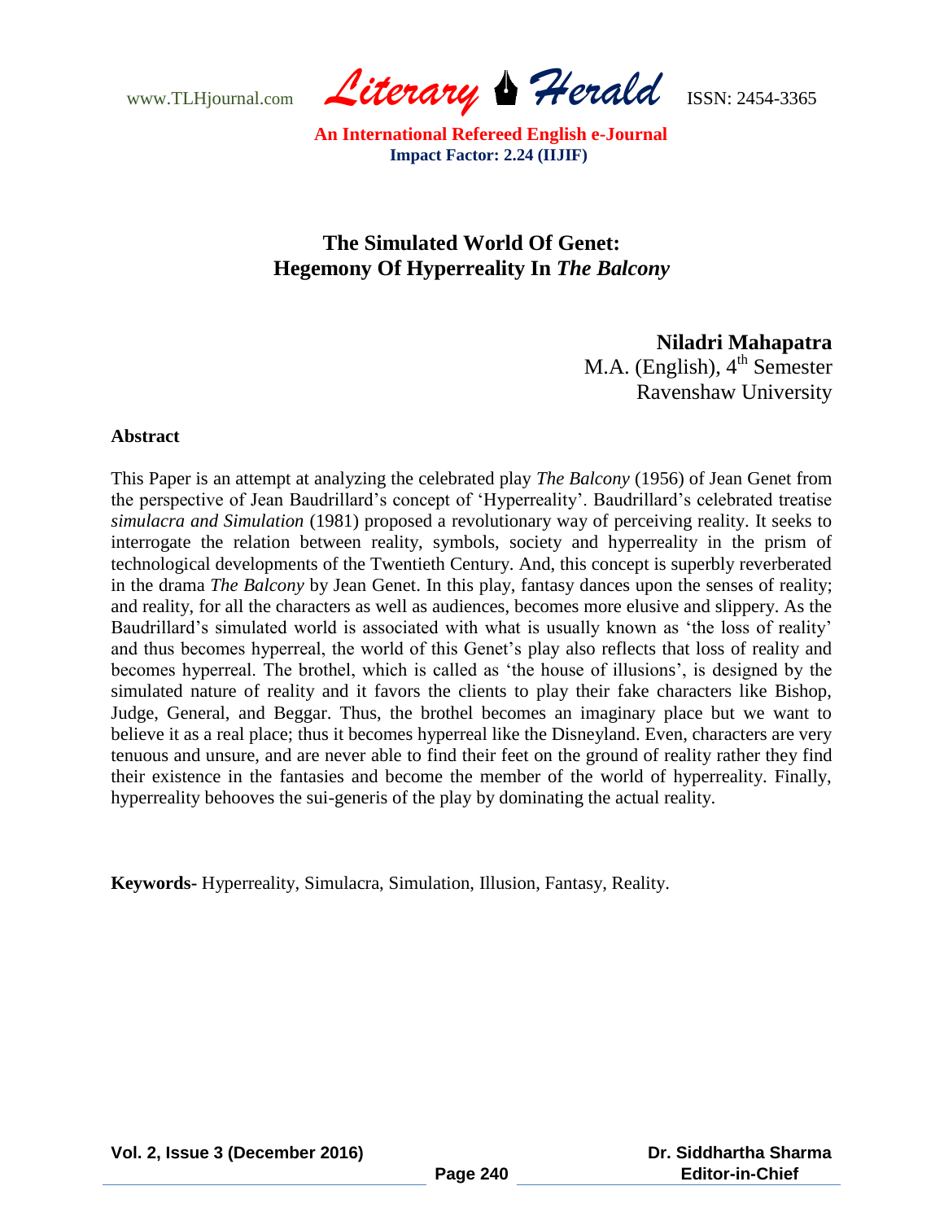# The Simulated World Of Genet: Hegemony Of Hyperreality In *The Balcony*

**Niladri Mahapatra**
M.A. (English), 4th Semester
Ravenshaw University

## Abstract

This Paper is an attempt at analyzing the celebrated play *The Balcony* (1956) of Jean Genet from the perspective of Jean Baudrillard's concept of 'Hyperreality'. Baudrillard's celebrated treatise *simulacra and Simulation* (1981) proposed a revolutionary way of perceiving reality. It seeks to interrogate the relation between reality, symbols, society and hyperreality in the prism of technological developments of the Twentieth Century. And, this concept is superbly reverberated in the drama *The Balcony* by Jean Genet. In this play, fantasy dances upon the senses of reality; and reality, for all the characters as well as audiences, becomes more elusive and slippery. As the Baudrillard's simulated world is associated with what is usually known as 'the loss of reality' and thus becomes hyperreal, the world of this Genet's play also reflects that loss of reality and becomes hyperreal. The brothel, which is called as 'the house of illusions', is designed by the simulated nature of reality and it favors the clients to play their fake characters like Bishop, Judge, General, and Beggar. Thus, the brothel becomes an imaginary place but we want to believe it as a real place; thus it becomes hyperreal like the Disneyland. Even, characters are very tenuous and unsure, and are never able to find their feet on the ground of reality rather they find their existence in the fantasies and become the member of the world of hyperreality. Finally, hyperreality behooves the sui-generis of the play by dominating the actual reality.

**Keywords-** Hyperreality, Simulacra, Simulation, Illusion, Fantasy, Reality.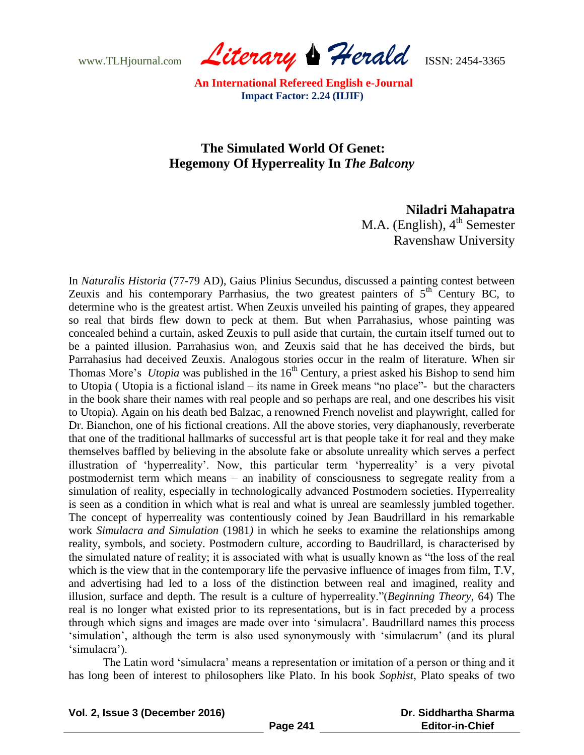# The Simulated World Of Genet: Hegemony Of Hyperreality In *The Balcony*

**Niladri Mahapatra**
M.A. (English), 4th Semester
Ravenshaw University

In *Naturalis Historia* (77-79 AD), Gaius Plinius Secundus, discussed a painting contest between Zeuxis and his contemporary Parrhasius, the two greatest painters of 5th Century BC, to determine who is the greatest artist. When Zeuxis unveiled his painting of grapes, they appeared so real that birds flew down to peck at them. But when Parrahasius, whose painting was concealed behind a curtain, asked Zeuxis to pull aside that curtain, the curtain itself turned out to be a painted illusion. Parrahasius won, and Zeuxis said that he has deceived the birds, but Parrahasius had deceived Zeuxis. Analogous stories occur in the realm of literature. When sir Thomas More's *Utopia* was published in the 16th Century, a priest asked his Bishop to send him to Utopia ( Utopia is a fictional island – its name in Greek means "no place"- but the characters in the book share their names with real people and so perhaps are real, and one describes his visit to Utopia). Again on his death bed Balzac, a renowned French novelist and playwright, called for Dr. Bianchon, one of his fictional creations. All the above stories, very diaphanously, reverberate that one of the traditional hallmarks of successful art is that people take it for real and they make themselves baffled by believing in the absolute fake or absolute unreality which serves a perfect illustration of 'hyperreality'. Now, this particular term 'hyperreality' is a very pivotal postmodernist term which means – an inability of consciousness to segregate reality from a simulation of reality, especially in technologically advanced Postmodern societies. Hyperreality is seen as a condition in which what is real and what is unreal are seamlessly jumbled together. The concept of hyperreality was contentiously coined by Jean Baudrillard in his remarkable work *Simulacra and Simulation* (1981*)* in which he seeks to examine the relationships among reality, symbols, and society. Postmodern culture, according to Baudrillard, is characterised by the simulated nature of reality; it is associated with what is usually known as "the loss of the real which is the view that in the contemporary life the pervasive influence of images from film, T.V, and advertising had led to a loss of the distinction between real and imagined, reality and illusion, surface and depth. The result is a culture of hyperreality."(*Beginning Theory*, 64) The real is no longer what existed prior to its representations, but is in fact preceded by a process through which signs and images are made over into 'simulacra'. Baudrillard names this process 'simulation', although the term is also used synonymously with 'simulacrum' (and its plural 'simulacra').

The Latin word 'simulacra' means a representation or imitation of a person or thing and it has long been of interest to philosophers like Plato. In his book *Sophist*, Plato speaks of two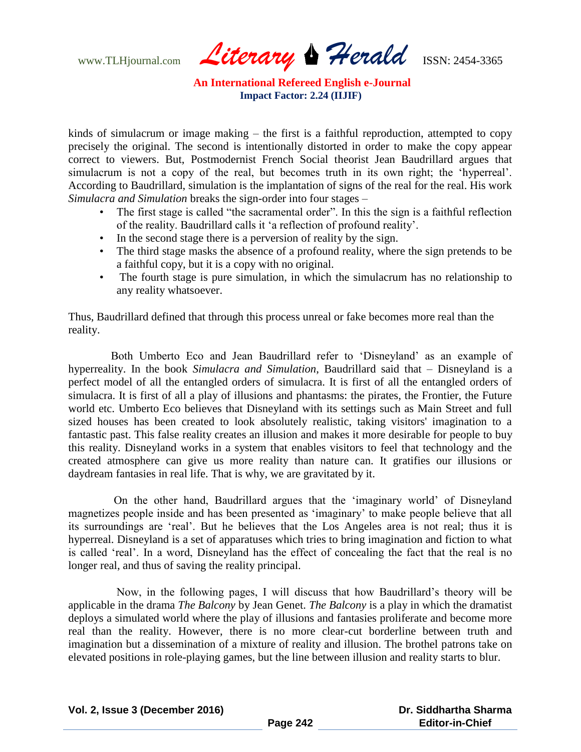kinds of simulacrum or image making – the first is a faithful reproduction, attempted to copy precisely the original. The second is intentionally distorted in order to make the copy appear correct to viewers. But, Postmodernist French Social theorist Jean Baudrillard argues that simulacrum is not a copy of the real, but becomes truth in its own right; the 'hyperreal'. According to Baudrillard, simulation is the implantation of signs of the real for the real. His work *Simulacra and Simulation* breaks the sign-order into four stages –

- The first stage is called "the sacramental order". In this the sign is a faithful reflection of the reality. Baudrillard calls it 'a reflection of profound reality'.
- In the second stage there is a perversion of reality by the sign.
- The third stage masks the absence of a profound reality, where the sign pretends to be a faithful copy, but it is a copy with no original.
- The fourth stage is pure simulation, in which the simulacrum has no relationship to any reality whatsoever.

Thus, Baudrillard defined that through this process unreal or fake becomes more real than the reality.

Both Umberto Eco and Jean Baudrillard refer to 'Disneyland' as an example of hyperreality. In the book *Simulacra and Simulation,* Baudrillard said that – Disneyland is a perfect model of all the entangled orders of simulacra. It is first of all the entangled orders of simulacra. It is first of all a play of illusions and phantasms: the pirates, the Frontier, the Future world etc. Umberto Eco believes that Disneyland with its settings such as Main Street and full sized houses has been created to look absolutely realistic, taking visitors' imagination to a fantastic past. This false reality creates an illusion and makes it more desirable for people to buy this reality. Disneyland works in a system that enables visitors to feel that technology and the created atmosphere can give us more reality than nature can. It gratifies our illusions or daydream fantasies in real life. That is why, we are gravitated by it.

On the other hand, Baudrillard argues that the 'imaginary world' of Disneyland magnetizes people inside and has been presented as 'imaginary' to make people believe that all its surroundings are 'real'. But he believes that the Los Angeles area is not real; thus it is hyperreal. Disneyland is a set of apparatuses which tries to bring imagination and fiction to what is called 'real'. In a word, Disneyland has the effect of concealing the fact that the real is no longer real, and thus of saving the reality principal.

Now, in the following pages, I will discuss that how Baudrillard's theory will be applicable in the drama *The Balcony* by Jean Genet. *The Balcony* is a play in which the dramatist deploys a simulated world where the play of illusions and fantasies proliferate and become more real than the reality. However, there is no more clear-cut borderline between truth and imagination but a dissemination of a mixture of reality and illusion. The brothel patrons take on elevated positions in role-playing games, but the line between illusion and reality starts to blur.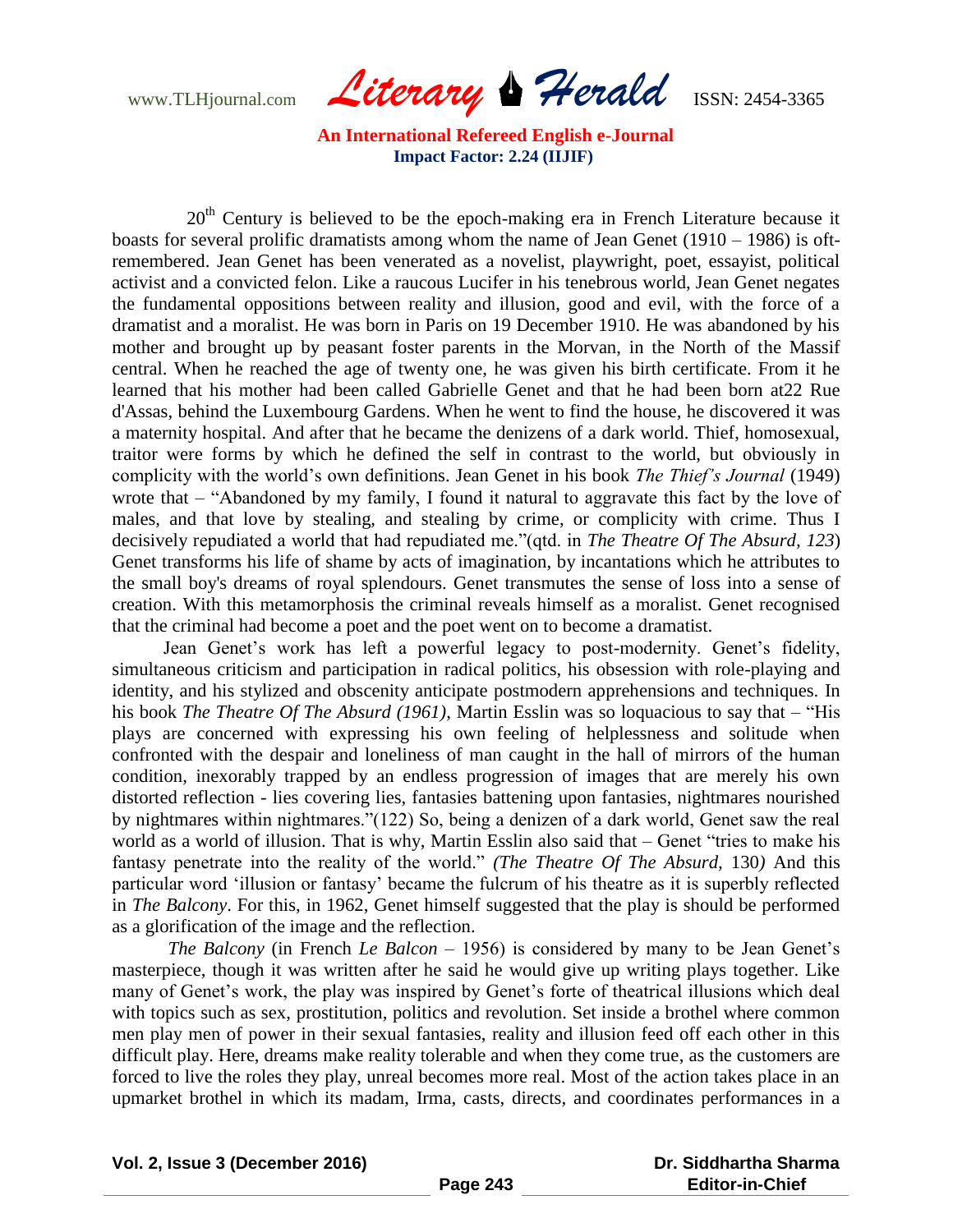$20^{th}$ Century is believed to be the epoch-making era in French Literature because it boasts for several prolific dramatists among whom the name of Jean Genet (1910 – 1986) is oft-remembered. Jean Genet has been venerated as a novelist, playwright, poet, essayist, political activist and a convicted felon. Like a raucous Lucifer in his tenebrous world, Jean Genet negates the fundamental oppositions between reality and illusion, good and evil, with the force of a dramatist and a moralist. He was born in Paris on 19 December 1910. He was abandoned by his mother and brought up by peasant foster parents in the Morvan, in the North of the Massif central. When he reached the age of twenty one, he was given his birth certificate. From it he learned that his mother had been called Gabrielle Genet and that he had been born at22 Rue d'Assas, behind the Luxembourg Gardens. When he went to find the house, he discovered it was a maternity hospital. And after that he became the denizens of a dark world. Thief, homosexual, traitor were forms by which he defined the self in contrast to the world, but obviously in complicity with the world's own definitions. Jean Genet in his book *The Thief's Journal* (1949) wrote that – "Abandoned by my family, I found it natural to aggravate this fact by the love of males, and that love by stealing, and stealing by crime, or complicity with crime. Thus I decisively repudiated a world that had repudiated me."(qtd. in *The Theatre Of The Absurd, 123*) Genet transforms his life of shame by acts of imagination, by incantations which he attributes to the small boy's dreams of royal splendours. Genet transmutes the sense of loss into a sense of creation. With this metamorphosis the criminal reveals himself as a moralist. Genet recognised that the criminal had become a poet and the poet went on to become a dramatist.

Jean Genet's work has left a powerful legacy to post-modernity. Genet's fidelity, simultaneous criticism and participation in radical politics, his obsession with role-playing and identity, and his stylized and obscenity anticipate postmodern apprehensions and techniques. In his book *The Theatre Of The Absurd (1961)*, Martin Esslin was so loquacious to say that – "His plays are concerned with expressing his own feeling of helplessness and solitude when confronted with the despair and loneliness of man caught in the hall of mirrors of the human condition, inexorably trapped by an endless progression of images that are merely his own distorted reflection - lies covering lies, fantasies battening upon fantasies, nightmares nourished by nightmares within nightmares."(122) So, being a denizen of a dark world, Genet saw the real world as a world of illusion. That is why, Martin Esslin also said that – Genet "tries to make his fantasy penetrate into the reality of the world." *(The Theatre Of The Absurd,* 130*)* And this particular word 'illusion or fantasy' became the fulcrum of his theatre as it is superbly reflected in *The Balcony*. For this, in 1962, Genet himself suggested that the play is should be performed as a glorification of the image and the reflection.

*The Balcony* (in French *Le Balcon* – 1956) is considered by many to be Jean Genet's masterpiece, though it was written after he said he would give up writing plays together. Like many of Genet's work, the play was inspired by Genet's forte of theatrical illusions which deal with topics such as sex, prostitution, politics and revolution. Set inside a brothel where common men play men of power in their sexual fantasies, reality and illusion feed off each other in this difficult play. Here, dreams make reality tolerable and when they come true, as the customers are forced to live the roles they play, unreal becomes more real. Most of the action takes place in an upmarket brothel in which its madam, Irma, casts, directs, and coordinates performances in a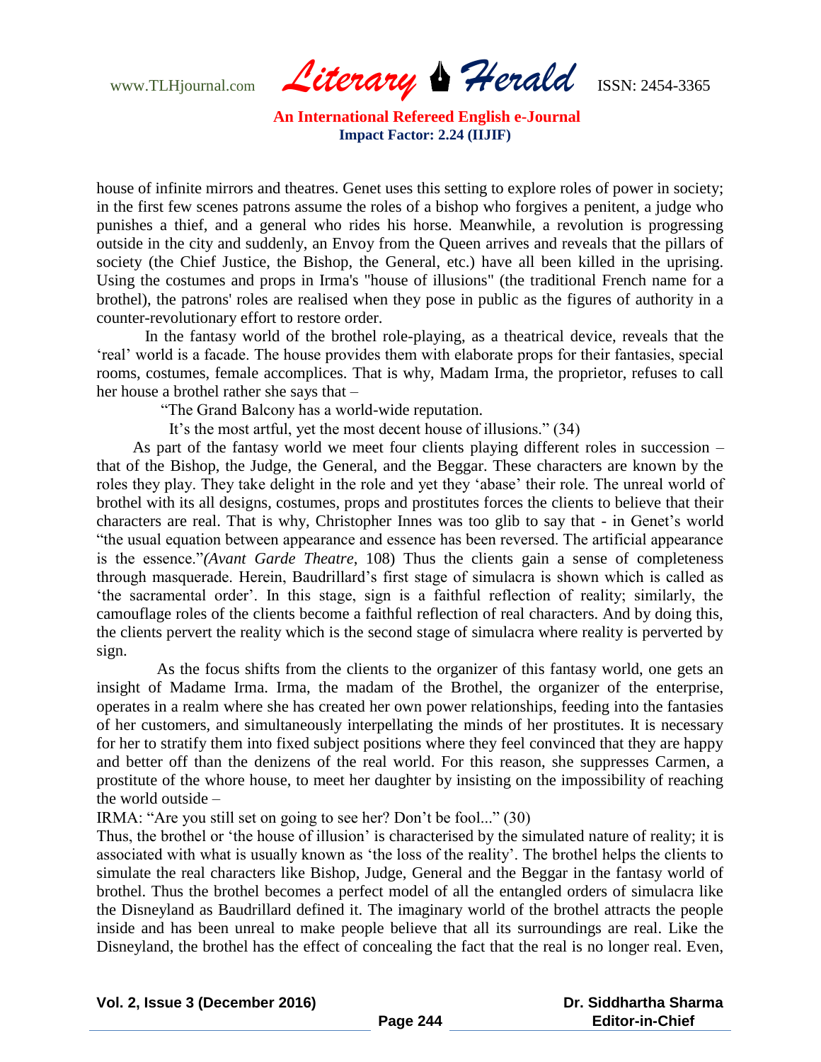house of infinite mirrors and theatres. Genet uses this setting to explore roles of power in society; in the first few scenes patrons assume the roles of a bishop who forgives a penitent, a judge who punishes a thief, and a general who rides his horse. Meanwhile, a revolution is progressing outside in the city and suddenly, an Envoy from the Queen arrives and reveals that the pillars of society (the Chief Justice, the Bishop, the General, etc.) have all been killed in the uprising. Using the costumes and props in Irma's "house of illusions" (the traditional French name for a brothel), the patrons' roles are realised when they pose in public as the figures of authority in a counter-revolutionary effort to restore order.

In the fantasy world of the brothel role-playing, as a theatrical device, reveals that the 'real' world is a facade. The house provides them with elaborate props for their fantasies, special rooms, costumes, female accomplices. That is why, Madam Irma, the proprietor, refuses to call her house a brothel rather she says that –

"The Grand Balcony has a world-wide reputation.
It's the most artful, yet the most decent house of illusions." (34)

As part of the fantasy world we meet four clients playing different roles in succession – that of the Bishop, the Judge, the General, and the Beggar. These characters are known by the roles they play. They take delight in the role and yet they 'abase' their role. The unreal world of brothel with its all designs, costumes, props and prostitutes forces the clients to believe that their characters are real. That is why, Christopher Innes was too glib to say that - in Genet's world "the usual equation between appearance and essence has been reversed. The artificial appearance is the essence."*(Avant Garde Theatre*, 108) Thus the clients gain a sense of completeness through masquerade. Herein, Baudrillard's first stage of simulacra is shown which is called as 'the sacramental order'. In this stage, sign is a faithful reflection of reality; similarly, the camouflage roles of the clients become a faithful reflection of real characters. And by doing this, the clients pervert the reality which is the second stage of simulacra where reality is perverted by sign.

As the focus shifts from the clients to the organizer of this fantasy world, one gets an insight of Madame Irma. Irma, the madam of the Brothel, the organizer of the enterprise, operates in a realm where she has created her own power relationships, feeding into the fantasies of her customers, and simultaneously interpellating the minds of her prostitutes. It is necessary for her to stratify them into fixed subject positions where they feel convinced that they are happy and better off than the denizens of the real world. For this reason, she suppresses Carmen, a prostitute of the whore house, to meet her daughter by insisting on the impossibility of reaching the world outside –

IRMA: "Are you still set on going to see her? Don't be fool..." (30)

Thus, the brothel or 'the house of illusion' is characterised by the simulated nature of reality; it is associated with what is usually known as 'the loss of the reality'. The brothel helps the clients to simulate the real characters like Bishop, Judge, General and the Beggar in the fantasy world of brothel. Thus the brothel becomes a perfect model of all the entangled orders of simulacra like the Disneyland as Baudrillard defined it. The imaginary world of the brothel attracts the people inside and has been unreal to make people believe that all its surroundings are real. Like the Disneyland, the brothel has the effect of concealing the fact that the real is no longer real. Even,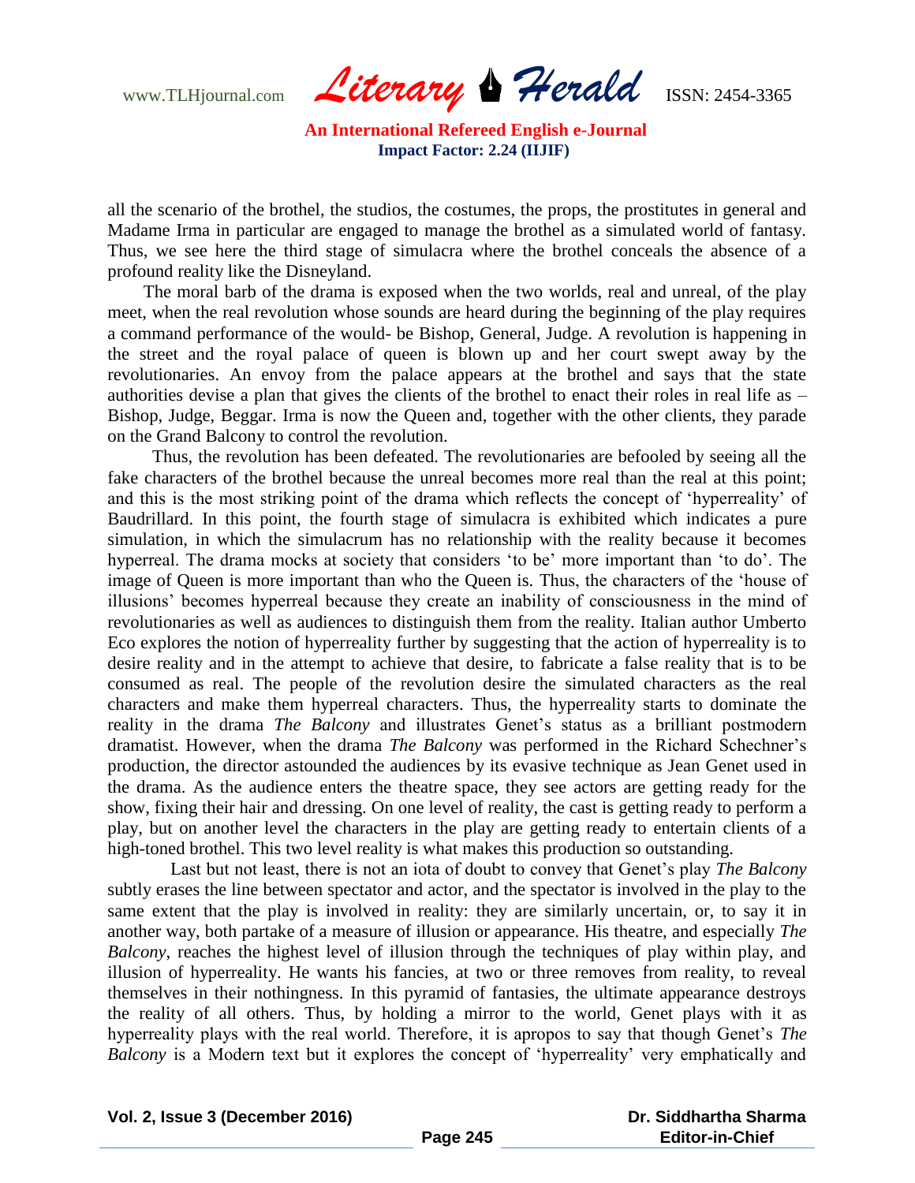all the scenario of the brothel, the studios, the costumes, the props, the prostitutes in general and Madame Irma in particular are engaged to manage the brothel as a simulated world of fantasy. Thus, we see here the third stage of simulacra where the brothel conceals the absence of a profound reality like the Disneyland.

The moral barb of the drama is exposed when the two worlds, real and unreal, of the play meet, when the real revolution whose sounds are heard during the beginning of the play requires a command performance of the would- be Bishop, General, Judge. A revolution is happening in the street and the royal palace of queen is blown up and her court swept away by the revolutionaries. An envoy from the palace appears at the brothel and says that the state authorities devise a plan that gives the clients of the brothel to enact their roles in real life as – Bishop, Judge, Beggar. Irma is now the Queen and, together with the other clients, they parade on the Grand Balcony to control the revolution.

Thus, the revolution has been defeated. The revolutionaries are befooled by seeing all the fake characters of the brothel because the unreal becomes more real than the real at this point; and this is the most striking point of the drama which reflects the concept of 'hyperreality' of Baudrillard. In this point, the fourth stage of simulacra is exhibited which indicates a pure simulation, in which the simulacrum has no relationship with the reality because it becomes hyperreal. The drama mocks at society that considers 'to be' more important than 'to do'. The image of Queen is more important than who the Queen is. Thus, the characters of the 'house of illusions' becomes hyperreal because they create an inability of consciousness in the mind of revolutionaries as well as audiences to distinguish them from the reality. Italian author Umberto Eco explores the notion of hyperreality further by suggesting that the action of hyperreality is to desire reality and in the attempt to achieve that desire, to fabricate a false reality that is to be consumed as real. The people of the revolution desire the simulated characters as the real characters and make them hyperreal characters. Thus, the hyperreality starts to dominate the reality in the drama *The Balcony* and illustrates Genet's status as a brilliant postmodern dramatist. However, when the drama *The Balcony* was performed in the Richard Schechner's production, the director astounded the audiences by its evasive technique as Jean Genet used in the drama. As the audience enters the theatre space, they see actors are getting ready for the show, fixing their hair and dressing. On one level of reality, the cast is getting ready to perform a play, but on another level the characters in the play are getting ready to entertain clients of a high-toned brothel. This two level reality is what makes this production so outstanding.

Last but not least, there is not an iota of doubt to convey that Genet's play *The Balcony* subtly erases the line between spectator and actor, and the spectator is involved in the play to the same extent that the play is involved in reality: they are similarly uncertain, or, to say it in another way, both partake of a measure of illusion or appearance. His theatre, and especially *The Balcony*, reaches the highest level of illusion through the techniques of play within play, and illusion of hyperreality. He wants his fancies, at two or three removes from reality, to reveal themselves in their nothingness. In this pyramid of fantasies, the ultimate appearance destroys the reality of all others. Thus, by holding a mirror to the world, Genet plays with it as hyperreality plays with the real world. Therefore, it is apropos to say that though Genet's *The Balcony* is a Modern text but it explores the concept of 'hyperreality' very emphatically and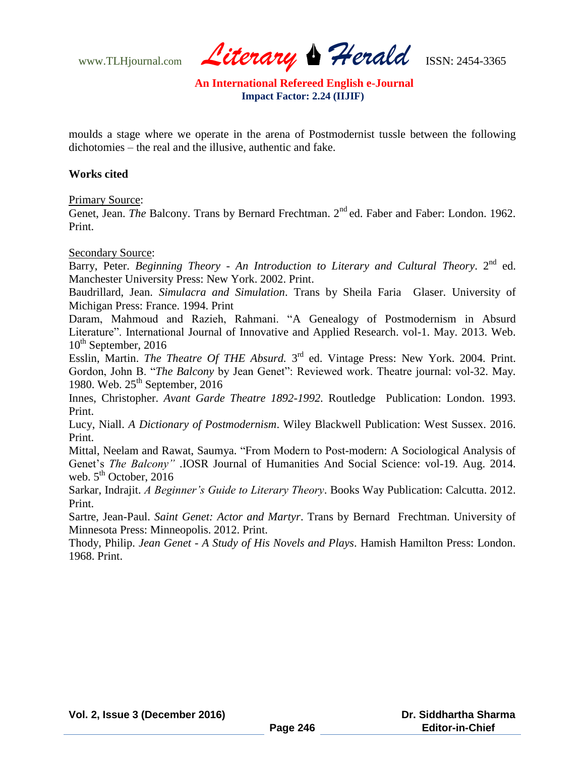moulds a stage where we operate in the arena of Postmodernist tussle between the following dichotomies – the real and the illusive, authentic and fake.

**Works cited**

Primary Source:

Genet, Jean. *The* Balcony. Trans by Bernard Frechtman. 2nd ed. Faber and Faber: London. 1962. Print.

Secondary Source:

Barry, Peter. *Beginning Theory - An Introduction to Literary and Cultural Theory*. 2nd ed. Manchester University Press: New York. 2002. Print.

Baudrillard, Jean. *Simulacra and Simulation*. Trans by Sheila Faria Glaser. University of Michigan Press: France. 1994. Print

Daram, Mahmoud and Razieh, Rahmani. "A Genealogy of Postmodernism in Absurd Literature". International Journal of Innovative and Applied Research. vol-1. May. 2013. Web. 10th September, 2016

Esslin, Martin. *The Theatre Of THE Absurd.* 3rd ed. Vintage Press: New York. 2004. Print.

Gordon, John B. "*The Balcony* by Jean Genet": Reviewed work. Theatre journal: vol-32. May. 1980. Web. 25th September, 2016

Innes, Christopher. *Avant Garde Theatre 1892-1992.* Routledge Publication: London. 1993. Print.

Lucy, Niall. *A Dictionary of Postmodernism*. Wiley Blackwell Publication: West Sussex. 2016. Print.

Mittal, Neelam and Rawat, Saumya. "From Modern to Post-modern: A Sociological Analysis of Genet's *The Balcony"* .IOSR Journal of Humanities And Social Science: vol-19. Aug. 2014. web. 5th October, 2016

Sarkar, Indrajit. *A Beginner's Guide to Literary Theory*. Books Way Publication: Calcutta. 2012. Print.

Sartre, Jean-Paul. *Saint Genet: Actor and Martyr*. Trans by Bernard Frechtman. University of Minnesota Press: Minneopolis. 2012. Print.

Thody, Philip. *Jean Genet - A Study of His Novels and Plays*. Hamish Hamilton Press: London. 1968. Print.